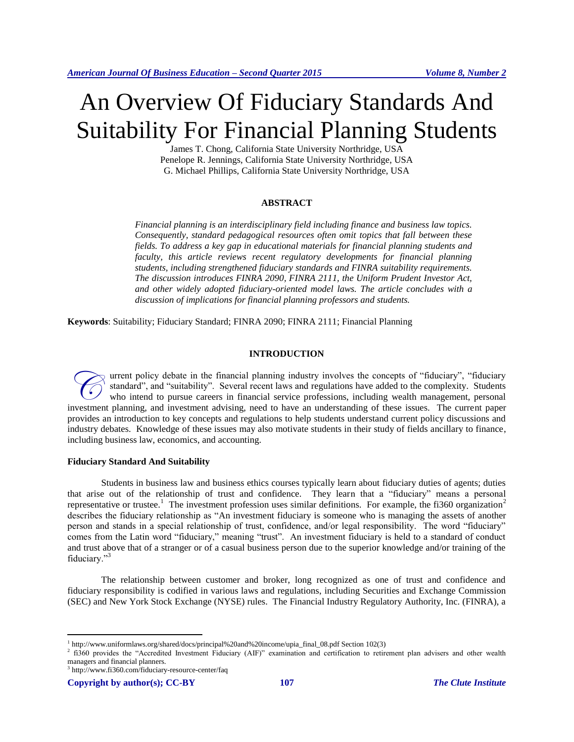# An Overview Of Fiduciary Standards And Suitability For Financial Planning Students

James T. Chong, California State University Northridge, USA
Penelope R. Jennings, California State University Northridge, USA
G. Michael Phillips, California State University Northridge, USA

## ABSTRACT

*Financial planning is an interdisciplinary field including finance and business law topics. Consequently, standard pedagogical resources often omit topics that fall between these fields. To address a key gap in educational materials for financial planning students and faculty, this article reviews recent regulatory developments for financial planning students, including strengthened fiduciary standards and FINRA suitability requirements. The discussion introduces FINRA 2090, FINRA 2111, the Uniform Prudent Investor Act, and other widely adopted fiduciary-oriented model laws. The article concludes with a discussion of implications for financial planning professors and students.*

**Keywords**: Suitability; Fiduciary Standard; FINRA 2090; FINRA 2111; Financial Planning

## INTRODUCTION

Current policy debate in the financial planning industry involves the concepts of "fiduciary", "fiduciary standard", and "suitability". Several recent laws and regulations have added to the complexity. Students who intend to pursue careers in financial service professions, including wealth management, personal investment planning, and investment advising, need to have an understanding of these issues. The current paper provides an introduction to key concepts and regulations to help students understand current policy discussions and industry debates. Knowledge of these issues may also motivate students in their study of fields ancillary to finance, including business law, economics, and accounting.

### Fiduciary Standard And Suitability

Students in business law and business ethics courses typically learn about fiduciary duties of agents; duties that arise out of the relationship of trust and confidence. They learn that a "fiduciary" means a personal representative or trustee.[1] The investment profession uses similar definitions. For example, the fi360 organization[2] describes the fiduciary relationship as "An investment fiduciary is someone who is managing the assets of another person and stands in a special relationship of trust, confidence, and/or legal responsibility. The word "fiduciary" comes from the Latin word "fiduciary," meaning "trust". An investment fiduciary is held to a standard of conduct and trust above that of a stranger or of a casual business person due to the superior knowledge and/or training of the fiduciary."[3]

The relationship between customer and broker, long recognized as one of trust and confidence and fiduciary responsibility is codified in various laws and regulations, including Securities and Exchange Commission (SEC) and New York Stock Exchange (NYSE) rules. The Financial Industry Regulatory Authority, Inc. (FINRA), a

---

[1] http://www.uniformlaws.org/shared/docs/principal%20and%20income/upia_final_08.pdf Section 102(3)

[2] fi360 provides the "Accredited Investment Fiduciary (AIF)" examination and certification to retirement plan advisers and other wealth managers and financial planners.

[3] http://www.fi360.com/fiduciary-resource-center/faq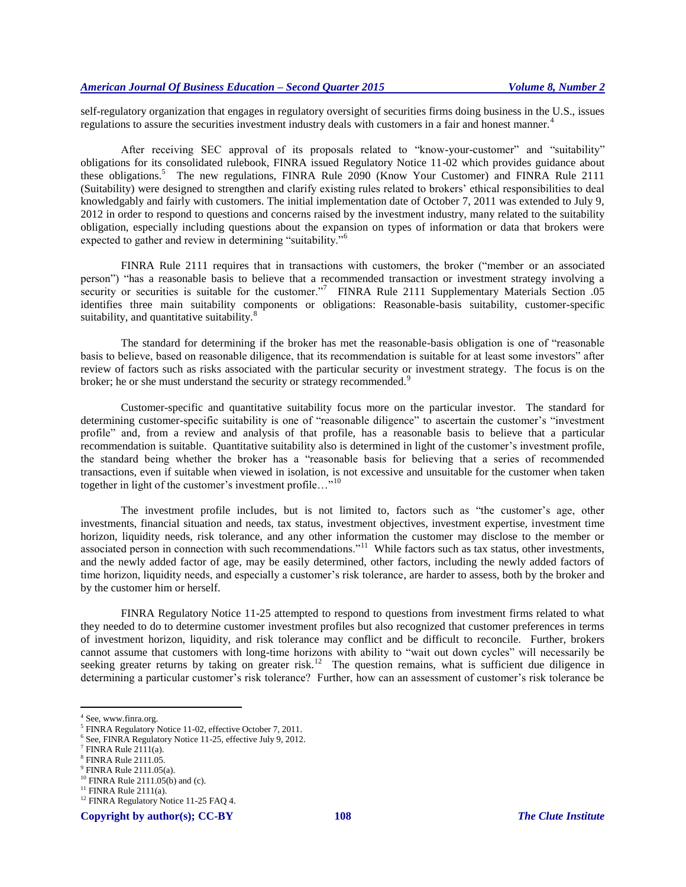self-regulatory organization that engages in regulatory oversight of securities firms doing business in the U.S., issues regulations to assure the securities investment industry deals with customers in a fair and honest manner.[4]

After receiving SEC approval of its proposals related to "know-your-customer" and "suitability" obligations for its consolidated rulebook, FINRA issued Regulatory Notice 11-02 which provides guidance about these obligations.[5] The new regulations, FINRA Rule 2090 (Know Your Customer) and FINRA Rule 2111 (Suitability) were designed to strengthen and clarify existing rules related to brokers' ethical responsibilities to deal knowledgably and fairly with customers. The initial implementation date of October 7, 2011 was extended to July 9, 2012 in order to respond to questions and concerns raised by the investment industry, many related to the suitability obligation, especially including questions about the expansion on types of information or data that brokers were expected to gather and review in determining "suitability."[6]

FINRA Rule 2111 requires that in transactions with customers, the broker ("member or an associated person") "has a reasonable basis to believe that a recommended transaction or investment strategy involving a security or securities is suitable for the customer."[7] FINRA Rule 2111 Supplementary Materials Section .05 identifies three main suitability components or obligations: Reasonable-basis suitability, customer-specific suitability, and quantitative suitability.[8]

The standard for determining if the broker has met the reasonable-basis obligation is one of "reasonable basis to believe, based on reasonable diligence, that its recommendation is suitable for at least some investors" after review of factors such as risks associated with the particular security or investment strategy. The focus is on the broker; he or she must understand the security or strategy recommended.[9]

Customer-specific and quantitative suitability focus more on the particular investor. The standard for determining customer-specific suitability is one of "reasonable diligence" to ascertain the customer's "investment profile" and, from a review and analysis of that profile, has a reasonable basis to believe that a particular recommendation is suitable. Quantitative suitability also is determined in light of the customer's investment profile, the standard being whether the broker has a "reasonable basis for believing that a series of recommended transactions, even if suitable when viewed in isolation, is not excessive and unsuitable for the customer when taken together in light of the customer's investment profile…"[10]

The investment profile includes, but is not limited to, factors such as "the customer's age, other investments, financial situation and needs, tax status, investment objectives, investment expertise, investment time horizon, liquidity needs, risk tolerance, and any other information the customer may disclose to the member or associated person in connection with such recommendations."[11] While factors such as tax status, other investments, and the newly added factor of age, may be easily determined, other factors, including the newly added factors of time horizon, liquidity needs, and especially a customer's risk tolerance, are harder to assess, both by the broker and by the customer him or herself.

FINRA Regulatory Notice 11-25 attempted to respond to questions from investment firms related to what they needed to do to determine customer investment profiles but also recognized that customer preferences in terms of investment horizon, liquidity, and risk tolerance may conflict and be difficult to reconcile. Further, brokers cannot assume that customers with long-time horizons with ability to "wait out down cycles" will necessarily be seeking greater returns by taking on greater risk.[12] The question remains, what is sufficient due diligence in determining a particular customer's risk tolerance? Further, how can an assessment of customer's risk tolerance be

---

[4] See, www.finra.org.
[5] FINRA Regulatory Notice 11-02, effective October 7, 2011.
[6] See, FINRA Regulatory Notice 11-25, effective July 9, 2012.
[7] FINRA Rule 2111(a).
[8] FINRA Rule 2111.05.
[9] FINRA Rule 2111.05(a).
[10] FINRA Rule 2111.05(b) and (c).
[11] FINRA Rule 2111(a).
[12] FINRA Regulatory Notice 11-25 FAQ 4.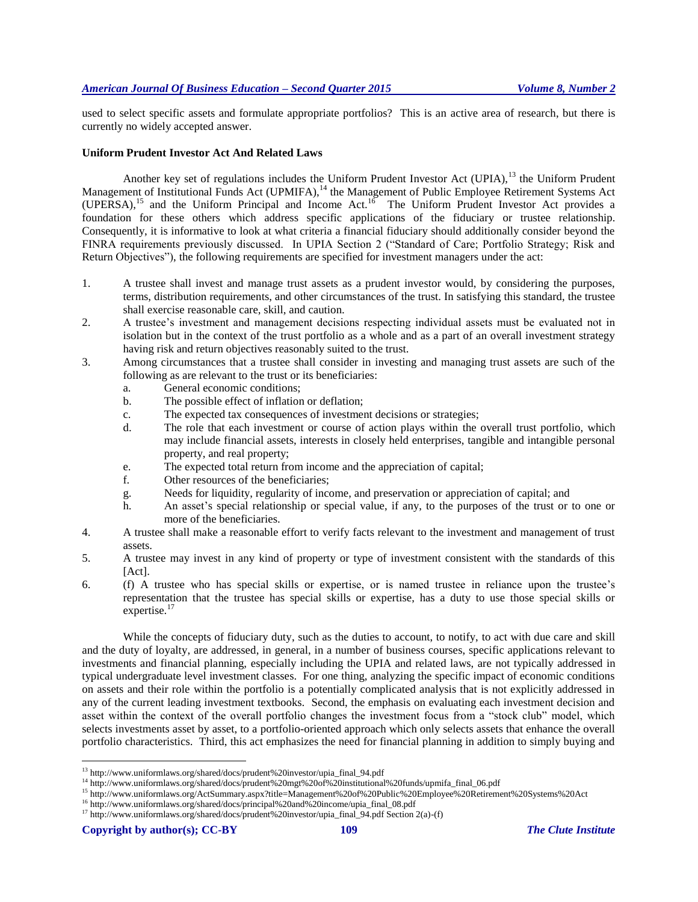used to select specific assets and formulate appropriate portfolios? This is an active area of research, but there is currently no widely accepted answer.

**Uniform Prudent Investor Act And Related Laws**

Another key set of regulations includes the Uniform Prudent Investor Act (UPIA),[13] the Uniform Prudent Management of Institutional Funds Act (UPMIFA),[14] the Management of Public Employee Retirement Systems Act (UPERSA),[15] and the Uniform Principal and Income Act.[16] The Uniform Prudent Investor Act provides a foundation for these others which address specific applications of the fiduciary or trustee relationship. Consequently, it is informative to look at what criteria a financial fiduciary should additionally consider beyond the FINRA requirements previously discussed. In UPIA Section 2 ("Standard of Care; Portfolio Strategy; Risk and Return Objectives"), the following requirements are specified for investment managers under the act:

1. A trustee shall invest and manage trust assets as a prudent investor would, by considering the purposes, terms, distribution requirements, and other circumstances of the trust. In satisfying this standard, the trustee shall exercise reasonable care, skill, and caution.
2. A trustee's investment and management decisions respecting individual assets must be evaluated not in isolation but in the context of the trust portfolio as a whole and as a part of an overall investment strategy having risk and return objectives reasonably suited to the trust.
3. Among circumstances that a trustee shall consider in investing and managing trust assets are such of the following as are relevant to the trust or its beneficiaries:
   a. General economic conditions;
   b. The possible effect of inflation or deflation;
   c. The expected tax consequences of investment decisions or strategies;
   d. The role that each investment or course of action plays within the overall trust portfolio, which may include financial assets, interests in closely held enterprises, tangible and intangible personal property, and real property;
   e. The expected total return from income and the appreciation of capital;
   f. Other resources of the beneficiaries;
   g. Needs for liquidity, regularity of income, and preservation or appreciation of capital; and
   h. An asset's special relationship or special value, if any, to the purposes of the trust or to one or more of the beneficiaries.
4. A trustee shall make a reasonable effort to verify facts relevant to the investment and management of trust assets.
5. A trustee may invest in any kind of property or type of investment consistent with the standards of this [Act].
6. (f) A trustee who has special skills or expertise, or is named trustee in reliance upon the trustee's representation that the trustee has special skills or expertise, has a duty to use those special skills or expertise.[17]

While the concepts of fiduciary duty, such as the duties to account, to notify, to act with due care and skill and the duty of loyalty, are addressed, in general, in a number of business courses, specific applications relevant to investments and financial planning, especially including the UPIA and related laws, are not typically addressed in typical undergraduate level investment classes. For one thing, analyzing the specific impact of economic conditions on assets and their role within the portfolio is a potentially complicated analysis that is not explicitly addressed in any of the current leading investment textbooks. Second, the emphasis on evaluating each investment decision and asset within the context of the overall portfolio changes the investment focus from a "stock club" model, which selects investments asset by asset, to a portfolio-oriented approach which only selects assets that enhance the overall portfolio characteristics. Third, this act emphasizes the need for financial planning in addition to simply buying and

---

[13] http://www.uniformlaws.org/shared/docs/prudent%20investor/upia_final_94.pdf
[14] http://www.uniformlaws.org/shared/docs/prudent%20mgt%20of%20institutional%20funds/upmifa_final_06.pdf
[15] http://www.uniformlaws.org/ActSummary.aspx?title=Management%20of%20Public%20Employee%20Retirement%20Systems%20Act
[16] http://www.uniformlaws.org/shared/docs/principal%20and%20income/upia_final_08.pdf
[17] http://www.uniformlaws.org/shared/docs/prudent%20investor/upia_final_94.pdf Section 2(a)-(f)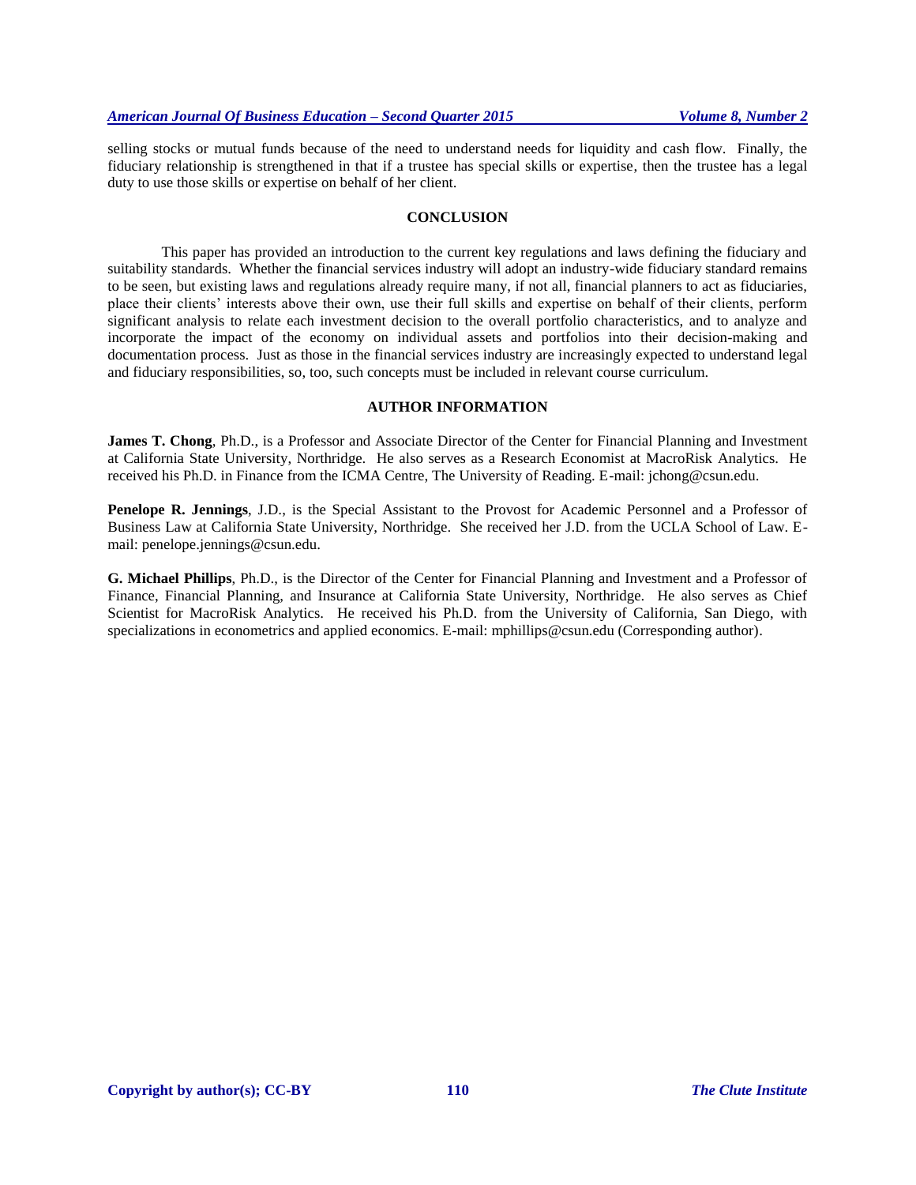selling stocks or mutual funds because of the need to understand needs for liquidity and cash flow. Finally, the fiduciary relationship is strengthened in that if a trustee has special skills or expertise, then the trustee has a legal duty to use those skills or expertise on behalf of her client.

## CONCLUSION

This paper has provided an introduction to the current key regulations and laws defining the fiduciary and suitability standards. Whether the financial services industry will adopt an industry-wide fiduciary standard remains to be seen, but existing laws and regulations already require many, if not all, financial planners to act as fiduciaries, place their clients' interests above their own, use their full skills and expertise on behalf of their clients, perform significant analysis to relate each investment decision to the overall portfolio characteristics, and to analyze and incorporate the impact of the economy on individual assets and portfolios into their decision-making and documentation process. Just as those in the financial services industry are increasingly expected to understand legal and fiduciary responsibilities, so, too, such concepts must be included in relevant course curriculum.

## AUTHOR INFORMATION

**James T. Chong**, Ph.D., is a Professor and Associate Director of the Center for Financial Planning and Investment at California State University, Northridge. He also serves as a Research Economist at MacroRisk Analytics. He received his Ph.D. in Finance from the ICMA Centre, The University of Reading. E-mail: jchong@csun.edu.

**Penelope R. Jennings**, J.D., is the Special Assistant to the Provost for Academic Personnel and a Professor of Business Law at California State University, Northridge. She received her J.D. from the UCLA School of Law. E-mail: penelope.jennings@csun.edu.

**G. Michael Phillips**, Ph.D., is the Director of the Center for Financial Planning and Investment and a Professor of Finance, Financial Planning, and Insurance at California State University, Northridge. He also serves as Chief Scientist for MacroRisk Analytics. He received his Ph.D. from the University of California, San Diego, with specializations in econometrics and applied economics. E-mail: mphillips@csun.edu (Corresponding author).